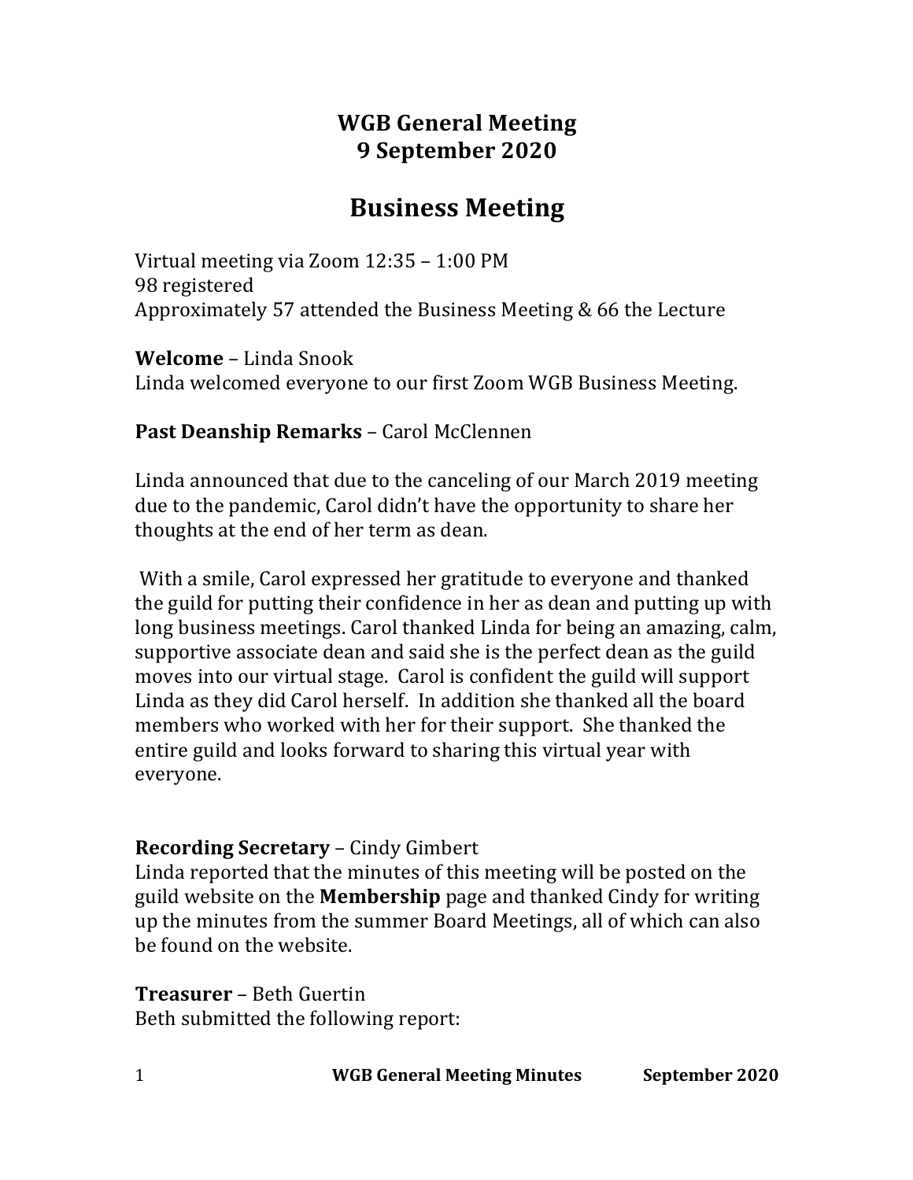# WGB General Meeting
# 9 September 2020

## Business Meeting

Virtual meeting via Zoom 12:35 – 1:00 PM
98 registered
Approximately 57 attended the Business Meeting & 66 the Lecture

**Welcome** – Linda Snook
Linda welcomed everyone to our first Zoom WGB Business Meeting.

**Past Deanship Remarks** – Carol McClennen

Linda announced that due to the canceling of our March 2019 meeting due to the pandemic, Carol didn't have the opportunity to share her thoughts at the end of her term as dean.

With a smile, Carol expressed her gratitude to everyone and thanked the guild for putting their confidence in her as dean and putting up with long business meetings. Carol thanked Linda for being an amazing, calm, supportive associate dean and said she is the perfect dean as the guild moves into our virtual stage. Carol is confident the guild will support Linda as they did Carol herself. In addition she thanked all the board members who worked with her for their support. She thanked the entire guild and looks forward to sharing this virtual year with everyone.

**Recording Secretary** – Cindy Gimbert
Linda reported that the minutes of this meeting will be posted on the guild website on the **Membership** page and thanked Cindy for writing up the minutes from the summer Board Meetings, all of which can also be found on the website.

**Treasurer** – Beth Guertin
Beth submitted the following report: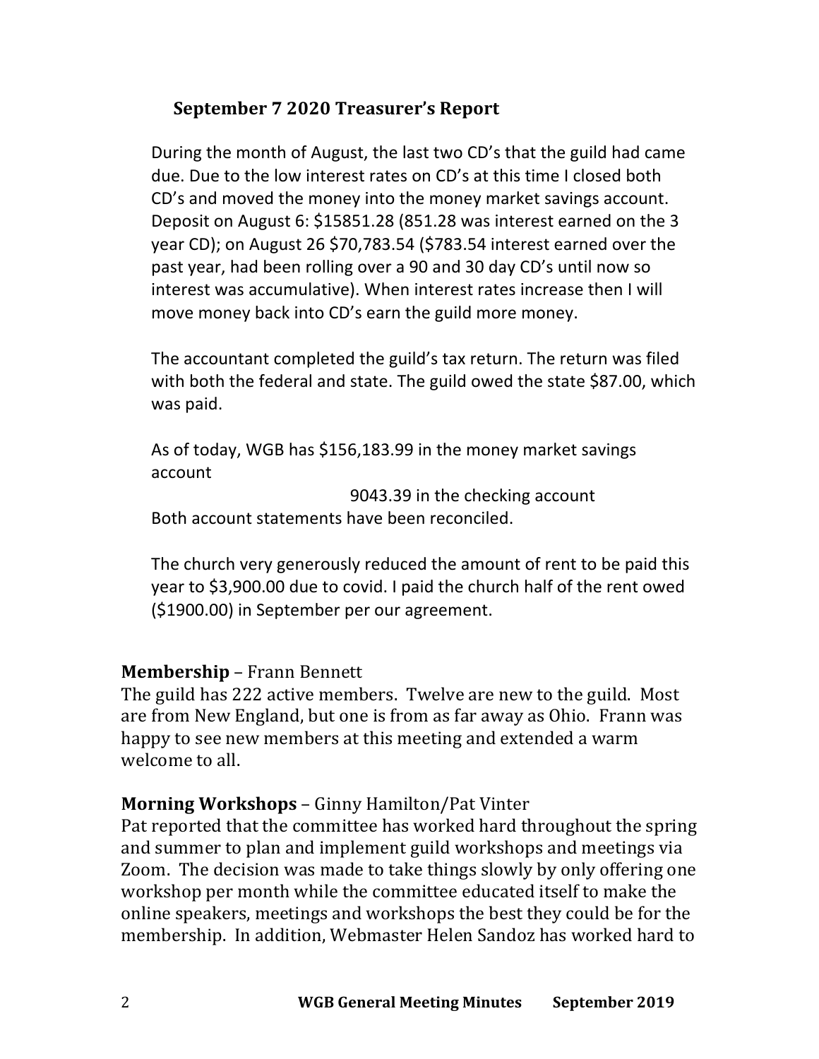### September 7 2020 Treasurer's Report

During the month of August, the last two CD's that the guild had came due. Due to the low interest rates on CD's at this time I closed both CD's and moved the money into the money market savings account. Deposit on August 6: $15851.28 (851.28 was interest earned on the 3 year CD); on August 26 $70,783.54 ($783.54 interest earned over the past year, had been rolling over a 90 and 30 day CD's until now so interest was accumulative). When interest rates increase then I will move money back into CD's earn the guild more money.

The accountant completed the guild's tax return. The return was filed with both the federal and state. The guild owed the state $87.00, which was paid.

As of today, WGB has $156,183.99 in the money market savings account

9043.39 in the checking account

Both account statements have been reconciled.

The church very generously reduced the amount of rent to be paid this year to $3,900.00 due to covid. I paid the church half of the rent owed ($1900.00) in September per our agreement.

**Membership** – Frann Bennett

The guild has 222 active members. Twelve are new to the guild. Most are from New England, but one is from as far away as Ohio. Frann was happy to see new members at this meeting and extended a warm welcome to all.

**Morning Workshops** – Ginny Hamilton/Pat Vinter

Pat reported that the committee has worked hard throughout the spring and summer to plan and implement guild workshops and meetings via Zoom. The decision was made to take things slowly by only offering one workshop per month while the committee educated itself to make the online speakers, meetings and workshops the best they could be for the membership. In addition, Webmaster Helen Sandoz has worked hard to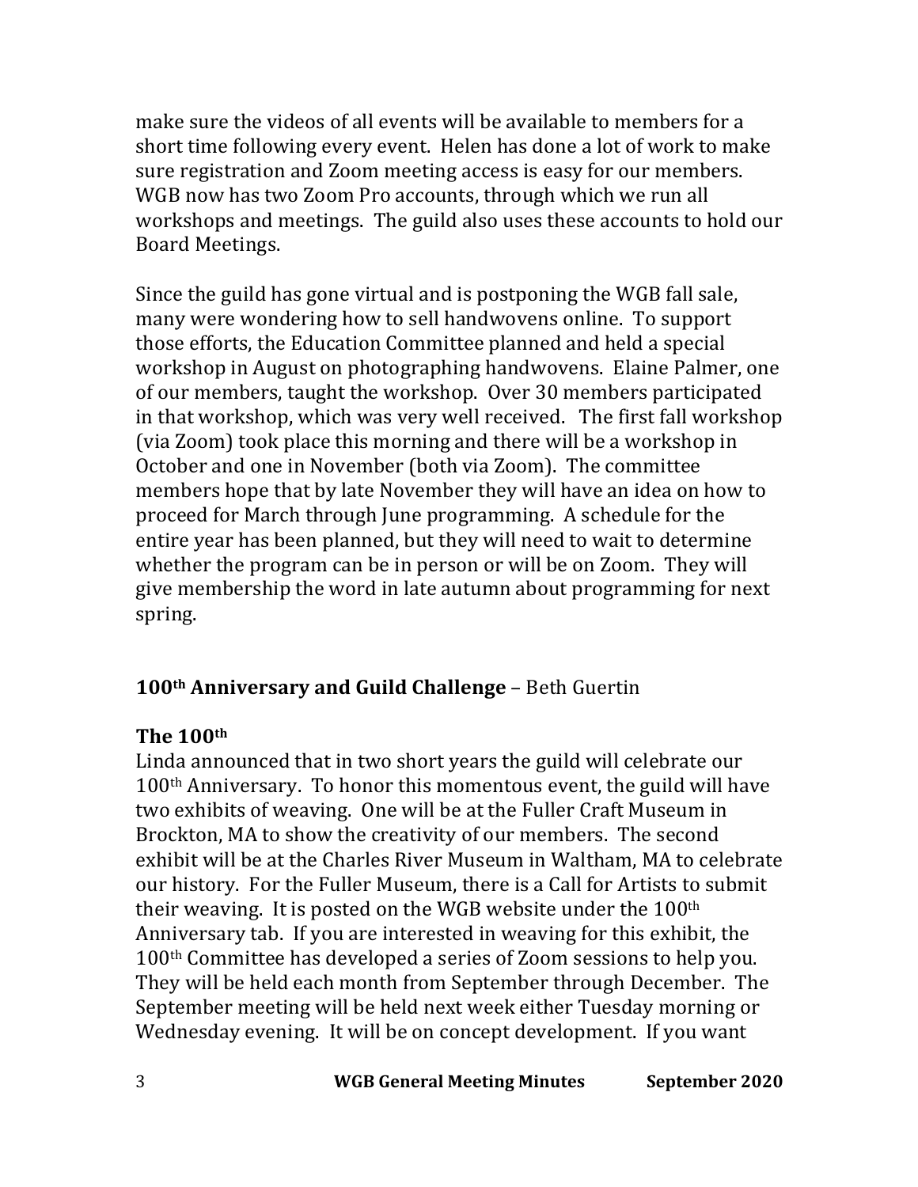make sure the videos of all events will be available to members for a short time following every event. Helen has done a lot of work to make sure registration and Zoom meeting access is easy for our members. WGB now has two Zoom Pro accounts, through which we run all workshops and meetings. The guild also uses these accounts to hold our Board Meetings.

Since the guild has gone virtual and is postponing the WGB fall sale, many were wondering how to sell handwovens online. To support those efforts, the Education Committee planned and held a special workshop in August on photographing handwovens. Elaine Palmer, one of our members, taught the workshop. Over 30 members participated in that workshop, which was very well received. The first fall workshop (via Zoom) took place this morning and there will be a workshop in October and one in November (both via Zoom). The committee members hope that by late November they will have an idea on how to proceed for March through June programming. A schedule for the entire year has been planned, but they will need to wait to determine whether the program can be in person or will be on Zoom. They will give membership the word in late autumn about programming for next spring.

**100th Anniversary and Guild Challenge** – Beth Guertin

**The 100th**

Linda announced that in two short years the guild will celebrate our 100th Anniversary. To honor this momentous event, the guild will have two exhibits of weaving. One will be at the Fuller Craft Museum in Brockton, MA to show the creativity of our members. The second exhibit will be at the Charles River Museum in Waltham, MA to celebrate our history. For the Fuller Museum, there is a Call for Artists to submit their weaving. It is posted on the WGB website under the 100th Anniversary tab. If you are interested in weaving for this exhibit, the 100th Committee has developed a series of Zoom sessions to help you. They will be held each month from September through December. The September meeting will be held next week either Tuesday morning or Wednesday evening. It will be on concept development. If you want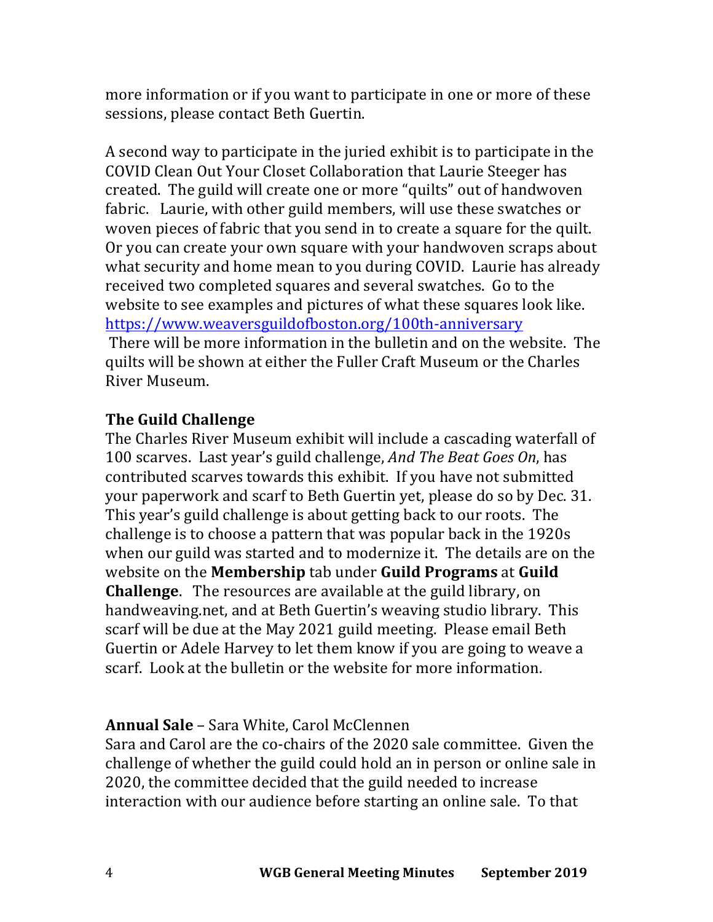more information or if you want to participate in one or more of these sessions, please contact Beth Guertin.

A second way to participate in the juried exhibit is to participate in the COVID Clean Out Your Closet Collaboration that Laurie Steeger has created. The guild will create one or more "quilts" out of handwoven fabric. Laurie, with other guild members, will use these swatches or woven pieces of fabric that you send in to create a square for the quilt. Or you can create your own square with your handwoven scraps about what security and home mean to you during COVID. Laurie has already received two completed squares and several swatches. Go to the website to see examples and pictures of what these squares look like. https://www.weaversguildofboston.org/100th-anniversary
There will be more information in the bulletin and on the website. The quilts will be shown at either the Fuller Craft Museum or the Charles River Museum.

**The Guild Challenge**
The Charles River Museum exhibit will include a cascading waterfall of 100 scarves. Last year's guild challenge, *And The Beat Goes On*, has contributed scarves towards this exhibit. If you have not submitted your paperwork and scarf to Beth Guertin yet, please do so by Dec. 31. This year's guild challenge is about getting back to our roots. The challenge is to choose a pattern that was popular back in the 1920s when our guild was started and to modernize it. The details are on the website on the **Membership** tab under **Guild Programs** at **Guild Challenge**. The resources are available at the guild library, on handweaving.net, and at Beth Guertin's weaving studio library. This scarf will be due at the May 2021 guild meeting. Please email Beth Guertin or Adele Harvey to let them know if you are going to weave a scarf. Look at the bulletin or the website for more information.

**Annual Sale** – Sara White, Carol McClennen
Sara and Carol are the co-chairs of the 2020 sale committee. Given the challenge of whether the guild could hold an in person or online sale in 2020, the committee decided that the guild needed to increase interaction with our audience before starting an online sale. To that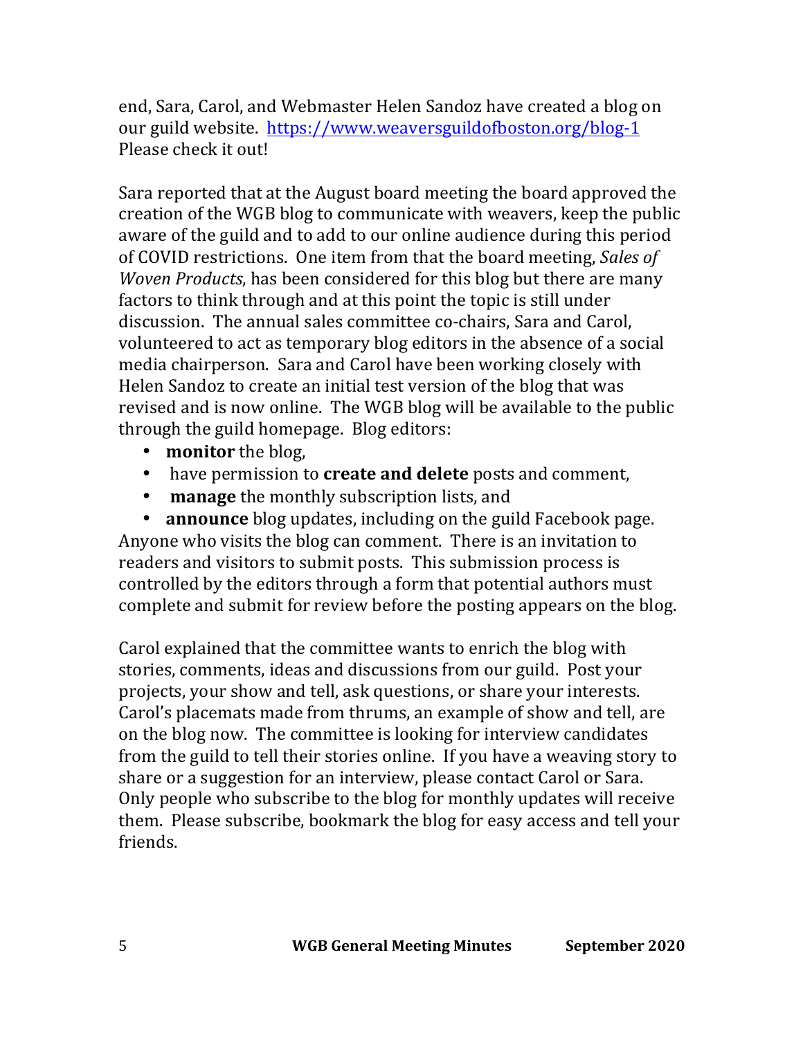end, Sara, Carol, and Webmaster Helen Sandoz have created a blog on our guild website. [https://www.weaversguildofboston.org/blog-1](https://www.weaversguildofboston.org/blog-1) Please check it out!

Sara reported that at the August board meeting the board approved the creation of the WGB blog to communicate with weavers, keep the public aware of the guild and to add to our online audience during this period of COVID restrictions. One item from that the board meeting, *Sales of Woven Products*, has been considered for this blog but there are many factors to think through and at this point the topic is still under discussion. The annual sales committee co-chairs, Sara and Carol, volunteered to act as temporary blog editors in the absence of a social media chairperson. Sara and Carol have been working closely with Helen Sandoz to create an initial test version of the blog that was revised and is now online. The WGB blog will be available to the public through the guild homepage. Blog editors:

- **monitor** the blog,
- have permission to **create and delete** posts and comment,
- **manage** the monthly subscription lists, and
- **announce** blog updates, including on the guild Facebook page.

Anyone who visits the blog can comment. There is an invitation to readers and visitors to submit posts. This submission process is controlled by the editors through a form that potential authors must complete and submit for review before the posting appears on the blog.

Carol explained that the committee wants to enrich the blog with stories, comments, ideas and discussions from our guild. Post your projects, your show and tell, ask questions, or share your interests. Carol's placemats made from thrums, an example of show and tell, are on the blog now. The committee is looking for interview candidates from the guild to tell their stories online. If you have a weaving story to share or a suggestion for an interview, please contact Carol or Sara. Only people who subscribe to the blog for monthly updates will receive them. Please subscribe, bookmark the blog for easy access and tell your friends.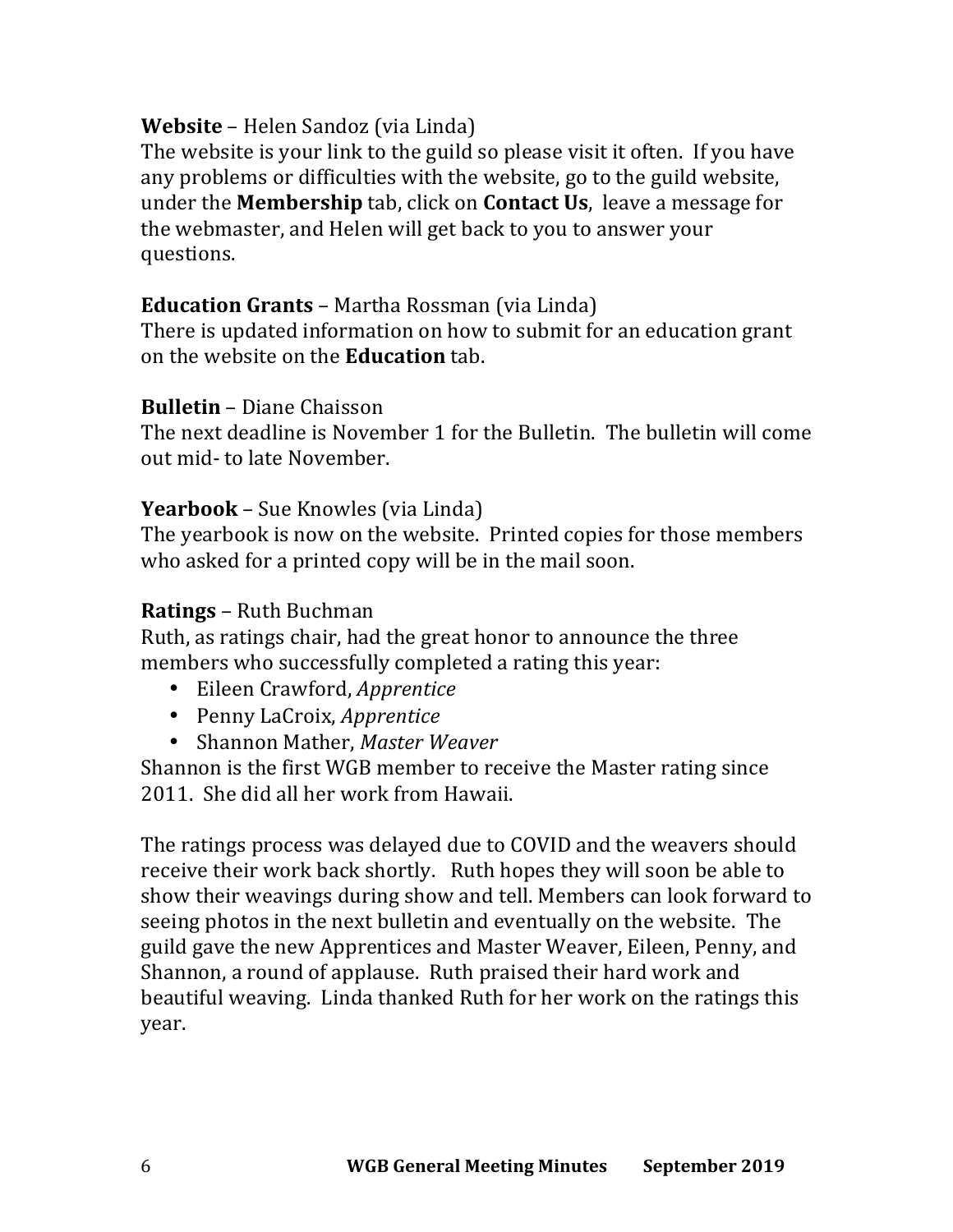**Website** – Helen Sandoz (via Linda)
The website is your link to the guild so please visit it often. If you have any problems or difficulties with the website, go to the guild website, under the **Membership** tab, click on **Contact Us**, leave a message for the webmaster, and Helen will get back to you to answer your questions.

**Education Grants** – Martha Rossman (via Linda)
There is updated information on how to submit for an education grant on the website on the **Education** tab.

**Bulletin** – Diane Chaisson
The next deadline is November 1 for the Bulletin. The bulletin will come out mid- to late November.

**Yearbook** – Sue Knowles (via Linda)
The yearbook is now on the website. Printed copies for those members who asked for a printed copy will be in the mail soon.

**Ratings** – Ruth Buchman
Ruth, as ratings chair, had the great honor to announce the three members who successfully completed a rating this year:

- Eileen Crawford, *Apprentice*
- Penny LaCroix, *Apprentice*
- Shannon Mather, *Master Weaver*

Shannon is the first WGB member to receive the Master rating since 2011. She did all her work from Hawaii.

The ratings process was delayed due to COVID and the weavers should receive their work back shortly. Ruth hopes they will soon be able to show their weavings during show and tell. Members can look forward to seeing photos in the next bulletin and eventually on the website. The guild gave the new Apprentices and Master Weaver, Eileen, Penny, and Shannon, a round of applause. Ruth praised their hard work and beautiful weaving. Linda thanked Ruth for her work on the ratings this year.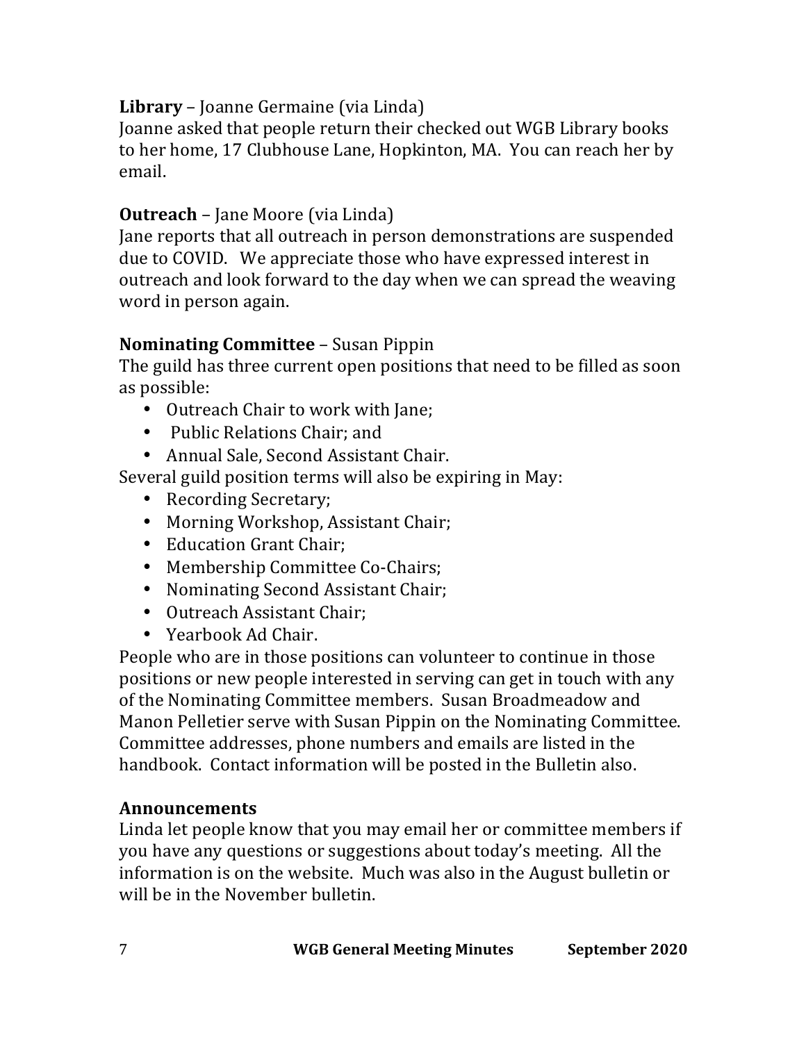**Library** – Joanne Germaine (via Linda)
Joanne asked that people return their checked out WGB Library books to her home, 17 Clubhouse Lane, Hopkinton, MA. You can reach her by email.

**Outreach** – Jane Moore (via Linda)
Jane reports that all outreach in person demonstrations are suspended due to COVID. We appreciate those who have expressed interest in outreach and look forward to the day when we can spread the weaving word in person again.

**Nominating Committee** – Susan Pippin
The guild has three current open positions that need to be filled as soon as possible:

- Outreach Chair to work with Jane;
- Public Relations Chair; and
- Annual Sale, Second Assistant Chair.

Several guild position terms will also be expiring in May:

- Recording Secretary;
- Morning Workshop, Assistant Chair;
- Education Grant Chair;
- Membership Committee Co-Chairs;
- Nominating Second Assistant Chair;
- Outreach Assistant Chair;
- Yearbook Ad Chair.

People who are in those positions can volunteer to continue in those positions or new people interested in serving can get in touch with any of the Nominating Committee members. Susan Broadmeadow and Manon Pelletier serve with Susan Pippin on the Nominating Committee. Committee addresses, phone numbers and emails are listed in the handbook. Contact information will be posted in the Bulletin also.

**Announcements**
Linda let people know that you may email her or committee members if you have any questions or suggestions about today's meeting. All the information is on the website. Much was also in the August bulletin or will be in the November bulletin.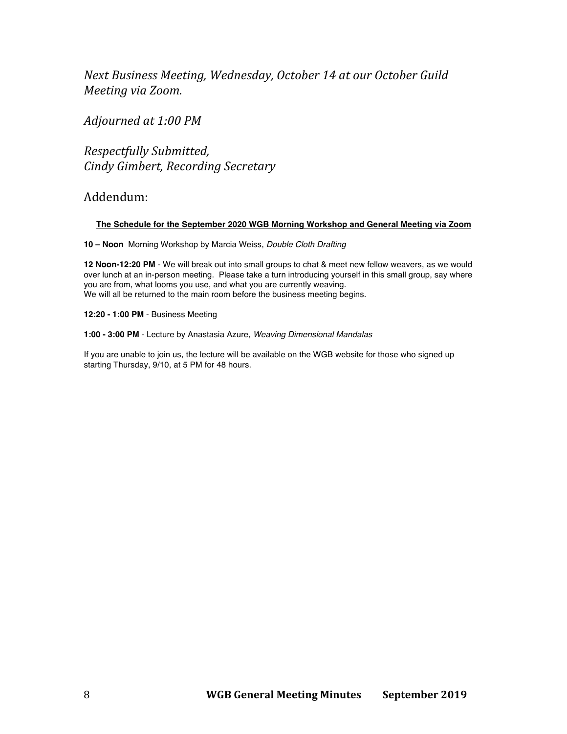*Next Business Meeting, Wednesday, October 14 at our October Guild Meeting via Zoom.*

*Adjourned at 1:00 PM*

*Respectfully Submitted,*
*Cindy Gimbert, Recording Secretary*

Addendum:

**The Schedule for the September 2020 WGB Morning Workshop and General Meeting via Zoom**

**10 – Noon** Morning Workshop by Marcia Weiss, *Double Cloth Drafting*

**12 Noon-12:20 PM** - We will break out into small groups to chat & meet new fellow weavers, as we would over lunch at an in-person meeting. Please take a turn introducing yourself in this small group, say where you are from, what looms you use, and what you are currently weaving.
We will all be returned to the main room before the business meeting begins.

**12:20 - 1:00 PM** - Business Meeting

**1:00 - 3:00 PM** - Lecture by Anastasia Azure, *Weaving Dimensional Mandalas*

If you are unable to join us, the lecture will be available on the WGB website for those who signed up starting Thursday, 9/10, at 5 PM for 48 hours.